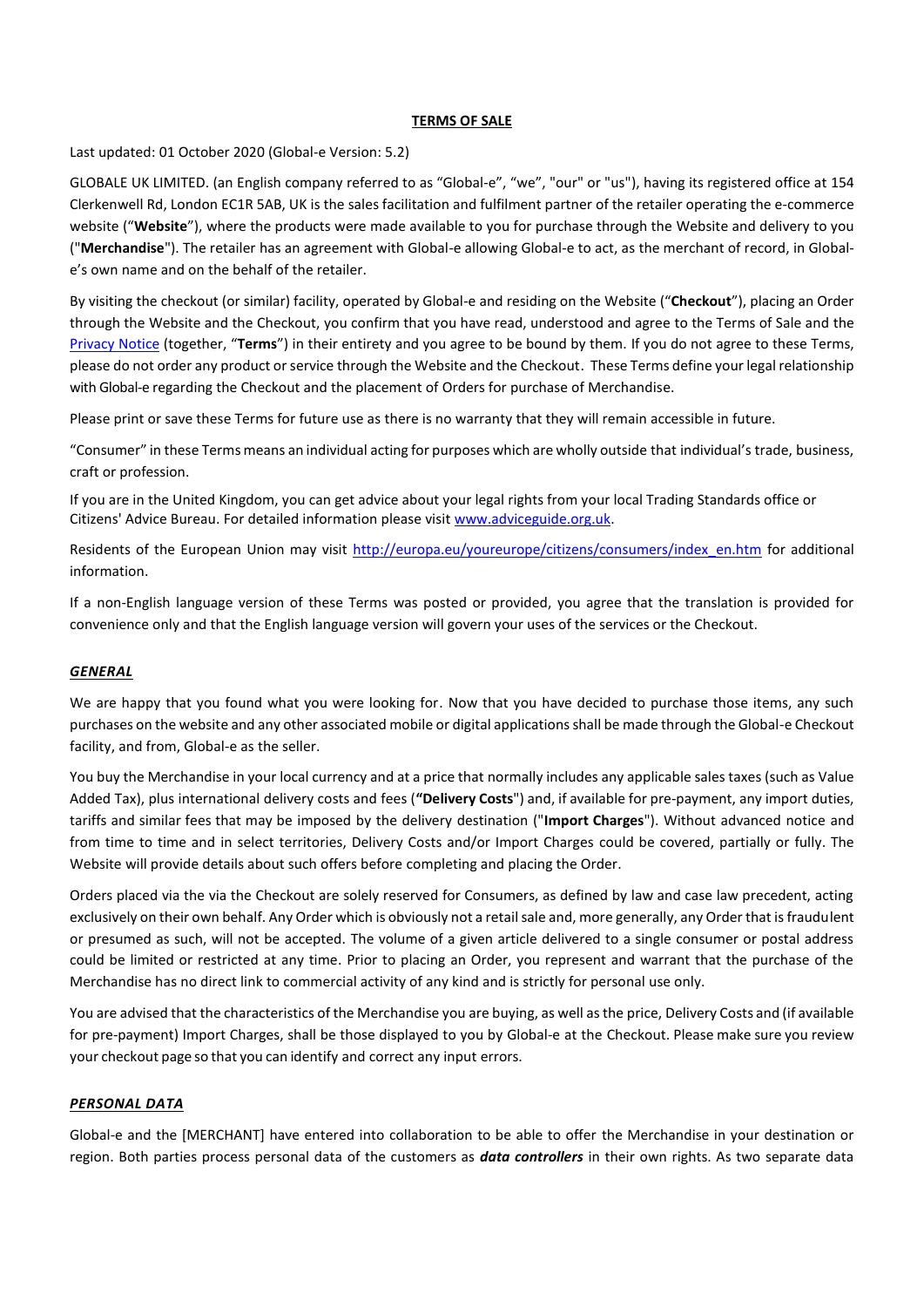**TERMS OF SALE**

Last updated: 01 October 2020 (Global-e Version: 5.2)

GLOBALE UK LIMITED. (an English company referred to as "Global-e", "we", "our" or "us"), having its registered office at 154 Clerkenwell Rd, London EC1R 5AB, UK is the sales facilitation and fulfilment partner of the retailer operating the e-commerce website ("**Website**"), where the products were made available to you for purchase through the Website and delivery to you ("**Merchandise**"). The retailer has an agreement with Global-e allowing Global-e to act, as the merchant of record, in Global-e's own name and on the behalf of the retailer.

By visiting the checkout (or similar) facility, operated by Global-e and residing on the Website ("**Checkout**"), placing an Order through the Website and the Checkout, you confirm that you have read, understood and agree to the Terms of Sale and the Privacy Notice (together, "**Terms**") in their entirety and you agree to be bound by them. If you do not agree to these Terms, please do not order any product or service through the Website and the Checkout. These Terms define your legal relationship with Global-e regarding the Checkout and the placement of Orders for purchase of Merchandise.

Please print or save these Terms for future use as there is no warranty that they will remain accessible in future.

"Consumer" in these Terms means an individual acting for purposes which are wholly outside that individual's trade, business, craft or profession.

If you are in the United Kingdom, you can get advice about your legal rights from your local Trading Standards office or Citizens' Advice Bureau. For detailed information please visit www.adviceguide.org.uk.

Residents of the European Union may visit http://europa.eu/youreurope/citizens/consumers/index_en.htm for additional information.

If a non-English language version of these Terms was posted or provided, you agree that the translation is provided for convenience only and that the English language version will govern your uses of the services or the Checkout.

***GENERAL***

We are happy that you found what you were looking for. Now that you have decided to purchase those items, any such purchases on the website and any other associated mobile or digital applications shall be made through the Global-e Checkout facility, and from, Global-e as the seller.

You buy the Merchandise in your local currency and at a price that normally includes any applicable sales taxes (such as Value Added Tax), plus international delivery costs and fees (**"Delivery Costs**") and, if available for pre-payment, any import duties, tariffs and similar fees that may be imposed by the delivery destination ("**Import Charges**"). Without advanced notice and from time to time and in select territories, Delivery Costs and/or Import Charges could be covered, partially or fully. The Website will provide details about such offers before completing and placing the Order.

Orders placed via the via the Checkout are solely reserved for Consumers, as defined by law and case law precedent, acting exclusively on their own behalf. Any Order which is obviously not a retail sale and, more generally, any Order that is fraudulent or presumed as such, will not be accepted. The volume of a given article delivered to a single consumer or postal address could be limited or restricted at any time. Prior to placing an Order, you represent and warrant that the purchase of the Merchandise has no direct link to commercial activity of any kind and is strictly for personal use only.

You are advised that the characteristics of the Merchandise you are buying, as well as the price, Delivery Costs and (if available for pre-payment) Import Charges, shall be those displayed to you by Global-e at the Checkout. Please make sure you review your checkout page so that you can identify and correct any input errors.

***PERSONAL DATA***

Global-e and the [MERCHANT] have entered into collaboration to be able to offer the Merchandise in your destination or region. Both parties process personal data of the customers as ***data controllers*** in their own rights. As two separate data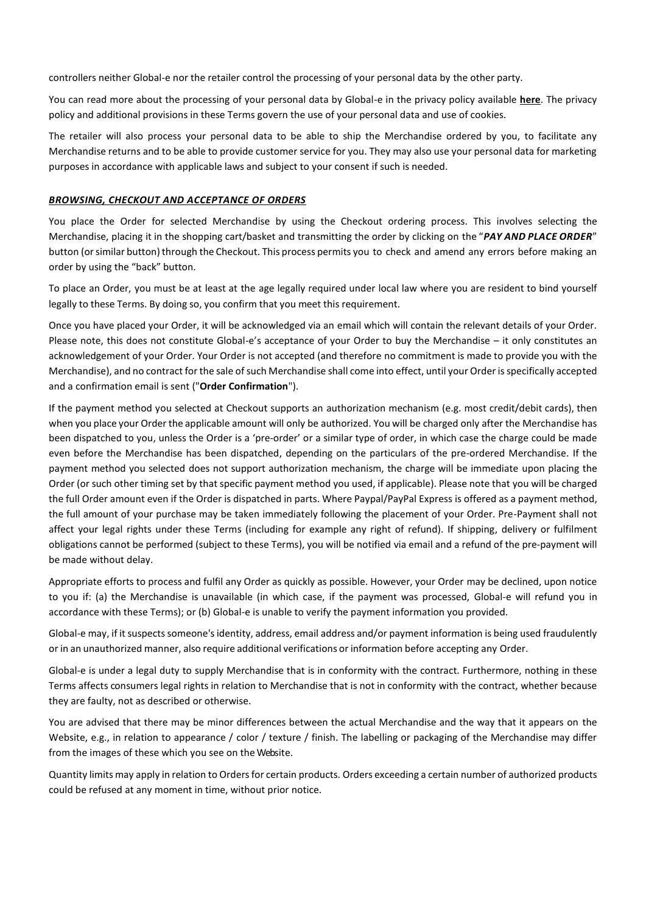controllers neither Global-e nor the retailer control the processing of your personal data by the other party.

You can read more about the processing of your personal data by Global-e in the privacy policy available **here**. The privacy policy and additional provisions in these Terms govern the use of your personal data and use of cookies.

The retailer will also process your personal data to be able to ship the Merchandise ordered by you, to facilitate any Merchandise returns and to be able to provide customer service for you. They may also use your personal data for marketing purposes in accordance with applicable laws and subject to your consent if such is needed.

***BROWSING, CHECKOUT AND ACCEPTANCE OF ORDERS***

You place the Order for selected Merchandise by using the Checkout ordering process. This involves selecting the Merchandise, placing it in the shopping cart/basket and transmitting the order by clicking on the "***PAY AND PLACE ORDER***" button (or similar button) through the Checkout. This process permits you to check and amend any errors before making an order by using the "back" button.

To place an Order, you must be at least at the age legally required under local law where you are resident to bind yourself legally to these Terms. By doing so, you confirm that you meet this requirement.

Once you have placed your Order, it will be acknowledged via an email which will contain the relevant details of your Order. Please note, this does not constitute Global-e's acceptance of your Order to buy the Merchandise – it only constitutes an acknowledgement of your Order. Your Order is not accepted (and therefore no commitment is made to provide you with the Merchandise), and no contract for the sale of such Merchandise shall come into effect, until your Order is specifically accepted and a confirmation email is sent ("**Order Confirmation**").

If the payment method you selected at Checkout supports an authorization mechanism (e.g. most credit/debit cards), then when you place your Order the applicable amount will only be authorized. You will be charged only after the Merchandise has been dispatched to you, unless the Order is a 'pre-order' or a similar type of order, in which case the charge could be made even before the Merchandise has been dispatched, depending on the particulars of the pre-ordered Merchandise. If the payment method you selected does not support authorization mechanism, the charge will be immediate upon placing the Order (or such other timing set by that specific payment method you used, if applicable). Please note that you will be charged the full Order amount even if the Order is dispatched in parts. Where Paypal/PayPal Express is offered as a payment method, the full amount of your purchase may be taken immediately following the placement of your Order. Pre-Payment shall not affect your legal rights under these Terms (including for example any right of refund). If shipping, delivery or fulfilment obligations cannot be performed (subject to these Terms), you will be notified via email and a refund of the pre-payment will be made without delay.

Appropriate efforts to process and fulfil any Order as quickly as possible. However, your Order may be declined, upon notice to you if: (a) the Merchandise is unavailable (in which case, if the payment was processed, Global-e will refund you in accordance with these Terms); or (b) Global-e is unable to verify the payment information you provided.

Global-e may, if it suspects someone's identity, address, email address and/or payment information is being used fraudulently or in an unauthorized manner, also require additional verifications or information before accepting any Order.

Global-e is under a legal duty to supply Merchandise that is in conformity with the contract. Furthermore, nothing in these Terms affects consumers legal rights in relation to Merchandise that is not in conformity with the contract, whether because they are faulty, not as described or otherwise.

You are advised that there may be minor differences between the actual Merchandise and the way that it appears on the Website, e.g., in relation to appearance / color / texture / finish. The labelling or packaging of the Merchandise may differ from the images of these which you see on the Website.

Quantity limits may apply in relation to Orders for certain products. Orders exceeding a certain number of authorized products could be refused at any moment in time, without prior notice.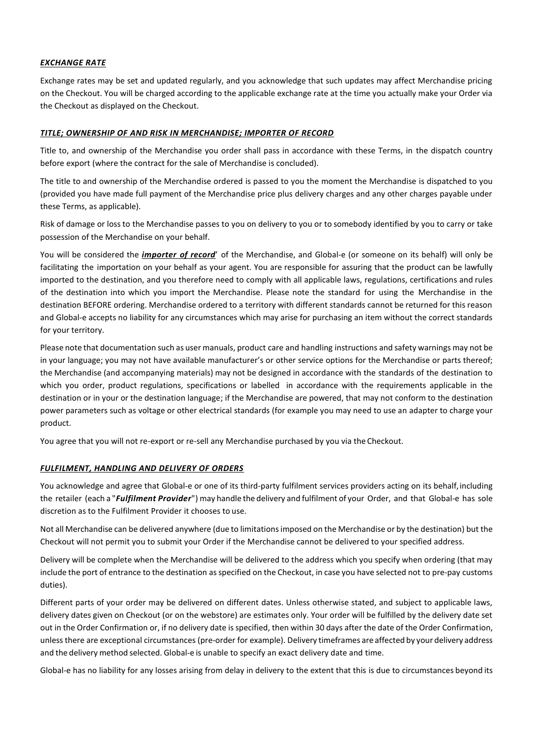***EXCHANGE RATE***

Exchange rates may be set and updated regularly, and you acknowledge that such updates may affect Merchandise pricing on the Checkout. You will be charged according to the applicable exchange rate at the time you actually make your Order via the Checkout as displayed on the Checkout.

***TITLE; OWNERSHIP OF AND RISK IN MERCHANDISE; IMPORTER OF RECORD***

Title to, and ownership of the Merchandise you order shall pass in accordance with these Terms, in the dispatch country before export (where the contract for the sale of Merchandise is concluded).

The title to and ownership of the Merchandise ordered is passed to you the moment the Merchandise is dispatched to you (provided you have made full payment of the Merchandise price plus delivery charges and any other charges payable under these Terms, as applicable).

Risk of damage or loss to the Merchandise passes to you on delivery to you or to somebody identified by you to carry or take possession of the Merchandise on your behalf.

You will be considered the ***importer of record***' of the Merchandise, and Global-e (or someone on its behalf) will only be facilitating the importation on your behalf as your agent. You are responsible for assuring that the product can be lawfully imported to the destination, and you therefore need to comply with all applicable laws, regulations, certifications and rules of the destination into which you import the Merchandise. Please note the standard for using the Merchandise in the destination BEFORE ordering. Merchandise ordered to a territory with different standards cannot be returned for this reason and Global-e accepts no liability for any circumstances which may arise for purchasing an item without the correct standards for your territory.

Please note that documentation such as user manuals, product care and handling instructions and safety warnings may not be in your language; you may not have available manufacturer's or other service options for the Merchandise or parts thereof; the Merchandise (and accompanying materials) may not be designed in accordance with the standards of the destination to which you order, product regulations, specifications or labelled in accordance with the requirements applicable in the destination or in your or the destination language; if the Merchandise are powered, that may not conform to the destination power parameters such as voltage or other electrical standards (for example you may need to use an adapter to charge your product.

You agree that you will not re-export or re-sell any Merchandise purchased by you via the Checkout.

***FULFILMENT, HANDLING AND DELIVERY OF ORDERS***

You acknowledge and agree that Global-e or one of its third-party fulfilment services providers acting on its behalf, including the retailer (each a "***Fulfilment Provider***") may handle the delivery and fulfilment of your Order, and that Global-e has sole discretion as to the Fulfilment Provider it chooses to use.

Not all Merchandise can be delivered anywhere (due to limitations imposed on the Merchandise or by the destination) but the Checkout will not permit you to submit your Order if the Merchandise cannot be delivered to your specified address.

Delivery will be complete when the Merchandise will be delivered to the address which you specify when ordering (that may include the port of entrance to the destination as specified on the Checkout, in case you have selected not to pre-pay customs duties).

Different parts of your order may be delivered on different dates. Unless otherwise stated, and subject to applicable laws, delivery dates given on Checkout (or on the webstore) are estimates only. Your order will be fulfilled by the delivery date set out in the Order Confirmation or, if no delivery date is specified, then within 30 days after the date of the Order Confirmation, unless there are exceptional circumstances (pre-order for example). Delivery timeframes are affected by your delivery address and the delivery method selected. Global-e is unable to specify an exact delivery date and time.

Global-e has no liability for any losses arising from delay in delivery to the extent that this is due to circumstances beyond its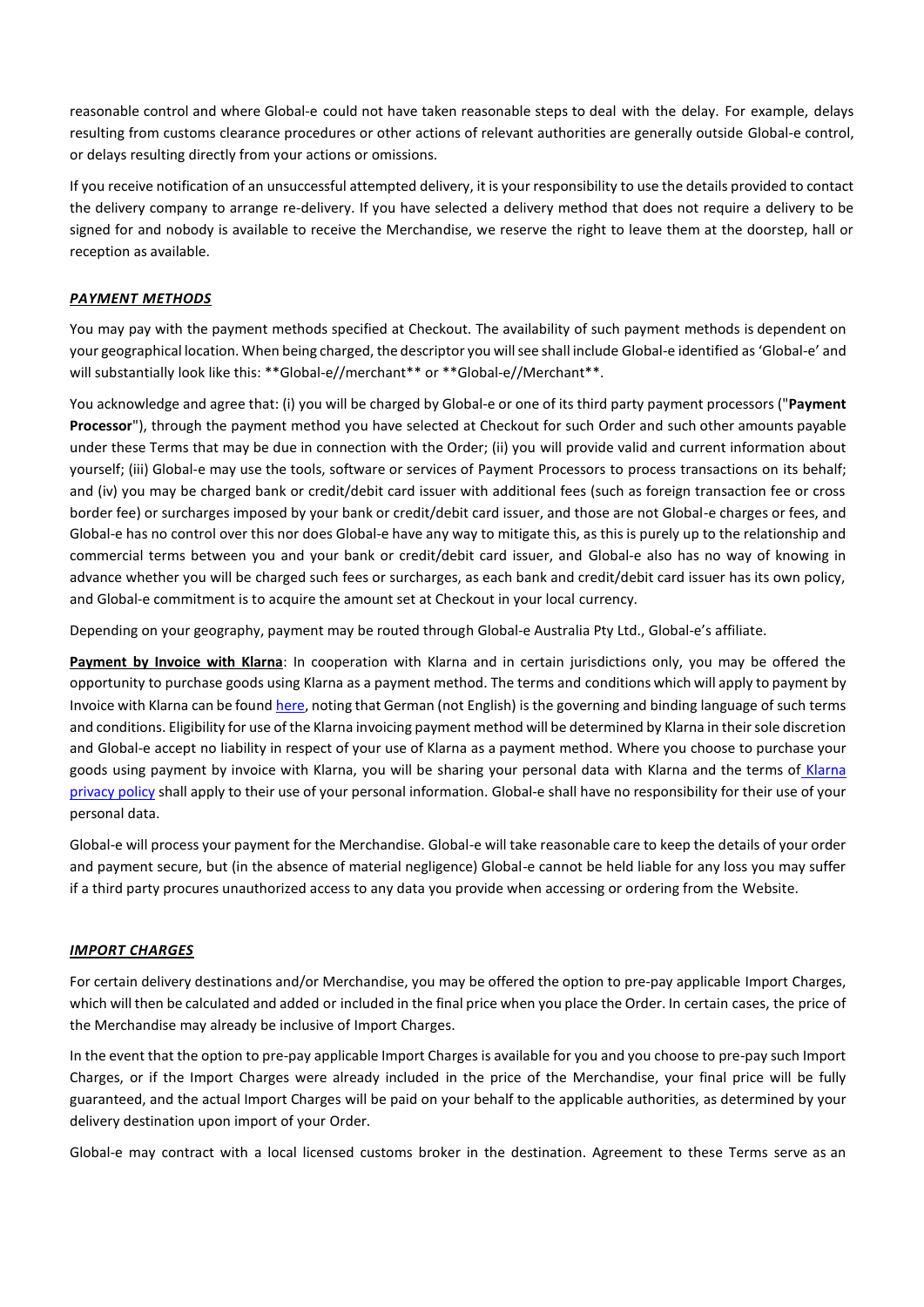reasonable control and where Global-e could not have taken reasonable steps to deal with the delay. For example, delays resulting from customs clearance procedures or other actions of relevant authorities are generally outside Global-e control, or delays resulting directly from your actions or omissions.

If you receive notification of an unsuccessful attempted delivery, it is your responsibility to use the details provided to contact the delivery company to arrange re-delivery. If you have selected a delivery method that does not require a delivery to be signed for and nobody is available to receive the Merchandise, we reserve the right to leave them at the doorstep, hall or reception as available.

***PAYMENT METHODS***

You may pay with the payment methods specified at Checkout. The availability of such payment methods is dependent on your geographical location. When being charged, the descriptor you will see shall include Global-e identified as 'Global-e' and will substantially look like this: **Global-e//merchant** or **Global-e//Merchant**.

You acknowledge and agree that: (i) you will be charged by Global-e or one of its third party payment processors ("**Payment Processor**"), through the payment method you have selected at Checkout for such Order and such other amounts payable under these Terms that may be due in connection with the Order; (ii) you will provide valid and current information about yourself; (iii) Global-e may use the tools, software or services of Payment Processors to process transactions on its behalf; and (iv) you may be charged bank or credit/debit card issuer with additional fees (such as foreign transaction fee or cross border fee) or surcharges imposed by your bank or credit/debit card issuer, and those are not Global-e charges or fees, and Global-e has no control over this nor does Global-e have any way to mitigate this, as this is purely up to the relationship and commercial terms between you and your bank or credit/debit card issuer, and Global-e also has no way of knowing in advance whether you will be charged such fees or surcharges, as each bank and credit/debit card issuer has its own policy, and Global-e commitment is to acquire the amount set at Checkout in your local currency.

Depending on your geography, payment may be routed through Global-e Australia Pty Ltd., Global-e's affiliate.

**Payment by Invoice with Klarna**: In cooperation with Klarna and in certain jurisdictions only, you may be offered the opportunity to purchase goods using Klarna as a payment method. The terms and conditions which will apply to payment by Invoice with Klarna can be found here, noting that German (not English) is the governing and binding language of such terms and conditions. Eligibility for use of the Klarna invoicing payment method will be determined by Klarna in their sole discretion and Global-e accept no liability in respect of your use of Klarna as a payment method. Where you choose to purchase your goods using payment by invoice with Klarna, you will be sharing your personal data with Klarna and the terms of Klarna privacy policy shall apply to their use of your personal information. Global-e shall have no responsibility for their use of your personal data.

Global-e will process your payment for the Merchandise. Global-e will take reasonable care to keep the details of your order and payment secure, but (in the absence of material negligence) Global-e cannot be held liable for any loss you may suffer if a third party procures unauthorized access to any data you provide when accessing or ordering from the Website.

***IMPORT CHARGES***

For certain delivery destinations and/or Merchandise, you may be offered the option to pre-pay applicable Import Charges, which will then be calculated and added or included in the final price when you place the Order. In certain cases, the price of the Merchandise may already be inclusive of Import Charges.

In the event that the option to pre-pay applicable Import Charges is available for you and you choose to pre-pay such Import Charges, or if the Import Charges were already included in the price of the Merchandise, your final price will be fully guaranteed, and the actual Import Charges will be paid on your behalf to the applicable authorities, as determined by your delivery destination upon import of your Order.

Global-e may contract with a local licensed customs broker in the destination. Agreement to these Terms serve as an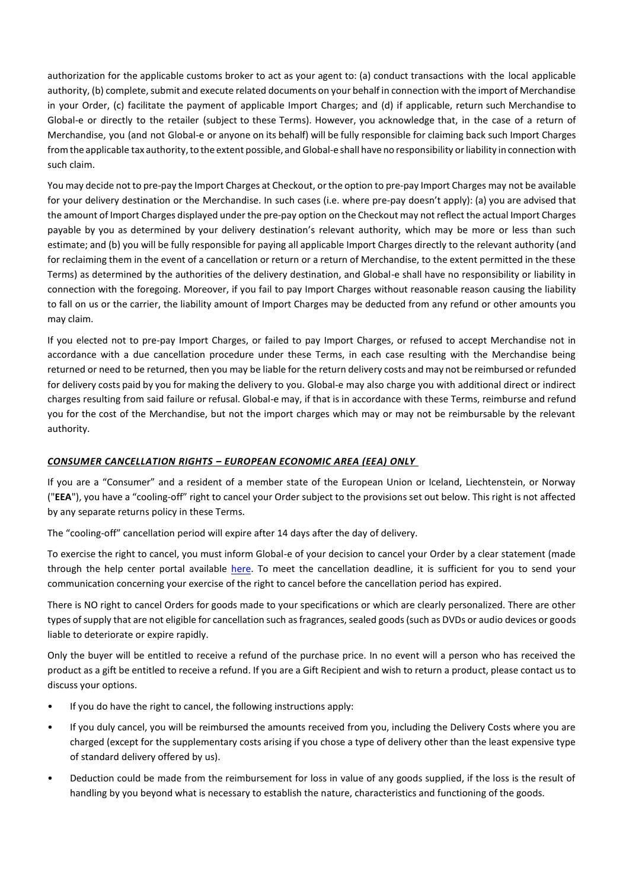authorization for the applicable customs broker to act as your agent to: (a) conduct transactions with the local applicable authority, (b) complete, submit and execute related documents on your behalf in connection with the import of Merchandise in your Order, (c) facilitate the payment of applicable Import Charges; and (d) if applicable, return such Merchandise to Global-e or directly to the retailer (subject to these Terms). However, you acknowledge that, in the case of a return of Merchandise, you (and not Global-e or anyone on its behalf) will be fully responsible for claiming back such Import Charges from the applicable tax authority, to the extent possible, and Global-e shall have no responsibility or liability in connection with such claim.

You may decide not to pre-pay the Import Charges at Checkout, or the option to pre-pay Import Charges may not be available for your delivery destination or the Merchandise. In such cases (i.e. where pre-pay doesn't apply): (a) you are advised that the amount of Import Charges displayed under the pre-pay option on the Checkout may not reflect the actual Import Charges payable by you as determined by your delivery destination's relevant authority, which may be more or less than such estimate; and (b) you will be fully responsible for paying all applicable Import Charges directly to the relevant authority (and for reclaiming them in the event of a cancellation or return or a return of Merchandise, to the extent permitted in the these Terms) as determined by the authorities of the delivery destination, and Global-e shall have no responsibility or liability in connection with the foregoing. Moreover, if you fail to pay Import Charges without reasonable reason causing the liability to fall on us or the carrier, the liability amount of Import Charges may be deducted from any refund or other amounts you may claim.

If you elected not to pre-pay Import Charges, or failed to pay Import Charges, or refused to accept Merchandise not in accordance with a due cancellation procedure under these Terms, in each case resulting with the Merchandise being returned or need to be returned, then you may be liable for the return delivery costs and may not be reimbursed or refunded for delivery costs paid by you for making the delivery to you. Global-e may also charge you with additional direct or indirect charges resulting from said failure or refusal. Global-e may, if that is in accordance with these Terms, reimburse and refund you for the cost of the Merchandise, but not the import charges which may or may not be reimbursable by the relevant authority.

## ***CONSUMER CANCELLATION RIGHTS – EUROPEAN ECONOMIC AREA (EEA) ONLY***

If you are a "Consumer" and a resident of a member state of the European Union or Iceland, Liechtenstein, or Norway ("**EEA**"), you have a "cooling-off" right to cancel your Order subject to the provisions set out below. This right is not affected by any separate returns policy in these Terms.

The "cooling-off" cancellation period will expire after 14 days after the day of delivery.

To exercise the right to cancel, you must inform Global-e of your decision to cancel your Order by a clear statement (made through the help center portal available here. To meet the cancellation deadline, it is sufficient for you to send your communication concerning your exercise of the right to cancel before the cancellation period has expired.

There is NO right to cancel Orders for goods made to your specifications or which are clearly personalized. There are other types of supply that are not eligible for cancellation such as fragrances, sealed goods (such as DVDs or audio devices or goods liable to deteriorate or expire rapidly.

Only the buyer will be entitled to receive a refund of the purchase price. In no event will a person who has received the product as a gift be entitled to receive a refund. If you are a Gift Recipient and wish to return a product, please contact us to discuss your options.

- If you do have the right to cancel, the following instructions apply:
- If you duly cancel, you will be reimbursed the amounts received from you, including the Delivery Costs where you are charged (except for the supplementary costs arising if you chose a type of delivery other than the least expensive type of standard delivery offered by us).
- Deduction could be made from the reimbursement for loss in value of any goods supplied, if the loss is the result of handling by you beyond what is necessary to establish the nature, characteristics and functioning of the goods.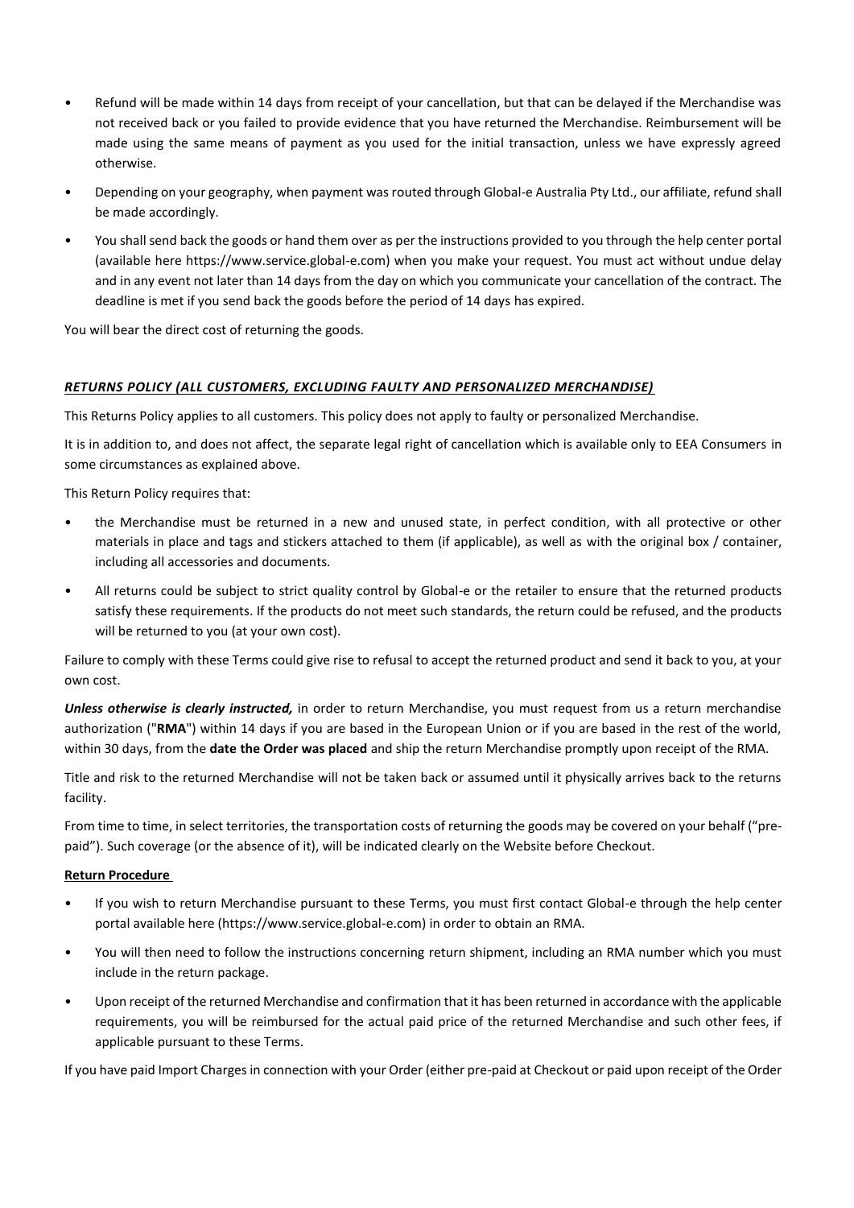- Refund will be made within 14 days from receipt of your cancellation, but that can be delayed if the Merchandise was not received back or you failed to provide evidence that you have returned the Merchandise. Reimbursement will be made using the same means of payment as you used for the initial transaction, unless we have expressly agreed otherwise.
- Depending on your geography, when payment was routed through Global-e Australia Pty Ltd., our affiliate, refund shall be made accordingly.
- You shall send back the goods or hand them over as per the instructions provided to you through the help center portal (available here https://www.service.global-e.com) when you make your request. You must act without undue delay and in any event not later than 14 days from the day on which you communicate your cancellation of the contract. The deadline is met if you send back the goods before the period of 14 days has expired.

You will bear the direct cost of returning the goods.

***RETURNS POLICY (ALL CUSTOMERS, EXCLUDING FAULTY AND PERSONALIZED MERCHANDISE)***

This Returns Policy applies to all customers. This policy does not apply to faulty or personalized Merchandise.

It is in addition to, and does not affect, the separate legal right of cancellation which is available only to EEA Consumers in some circumstances as explained above.

This Return Policy requires that:

- the Merchandise must be returned in a new and unused state, in perfect condition, with all protective or other materials in place and tags and stickers attached to them (if applicable), as well as with the original box / container, including all accessories and documents.
- All returns could be subject to strict quality control by Global-e or the retailer to ensure that the returned products satisfy these requirements. If the products do not meet such standards, the return could be refused, and the products will be returned to you (at your own cost).

Failure to comply with these Terms could give rise to refusal to accept the returned product and send it back to you, at your own cost.

***Unless otherwise is clearly instructed,*** in order to return Merchandise, you must request from us a return merchandise authorization ("**RMA**") within 14 days if you are based in the European Union or if you are based in the rest of the world, within 30 days, from the **date the Order was placed** and ship the return Merchandise promptly upon receipt of the RMA.

Title and risk to the returned Merchandise will not be taken back or assumed until it physically arrives back to the returns facility.

From time to time, in select territories, the transportation costs of returning the goods may be covered on your behalf ("pre-paid"). Such coverage (or the absence of it), will be indicated clearly on the Website before Checkout.

**Return Procedure**

- If you wish to return Merchandise pursuant to these Terms, you must first contact Global-e through the help center portal available here (https://www.service.global-e.com) in order to obtain an RMA.
- You will then need to follow the instructions concerning return shipment, including an RMA number which you must include in the return package.
- Upon receipt of the returned Merchandise and confirmation that it has been returned in accordance with the applicable requirements, you will be reimbursed for the actual paid price of the returned Merchandise and such other fees, if applicable pursuant to these Terms.

If you have paid Import Charges in connection with your Order (either pre-paid at Checkout or paid upon receipt of the Order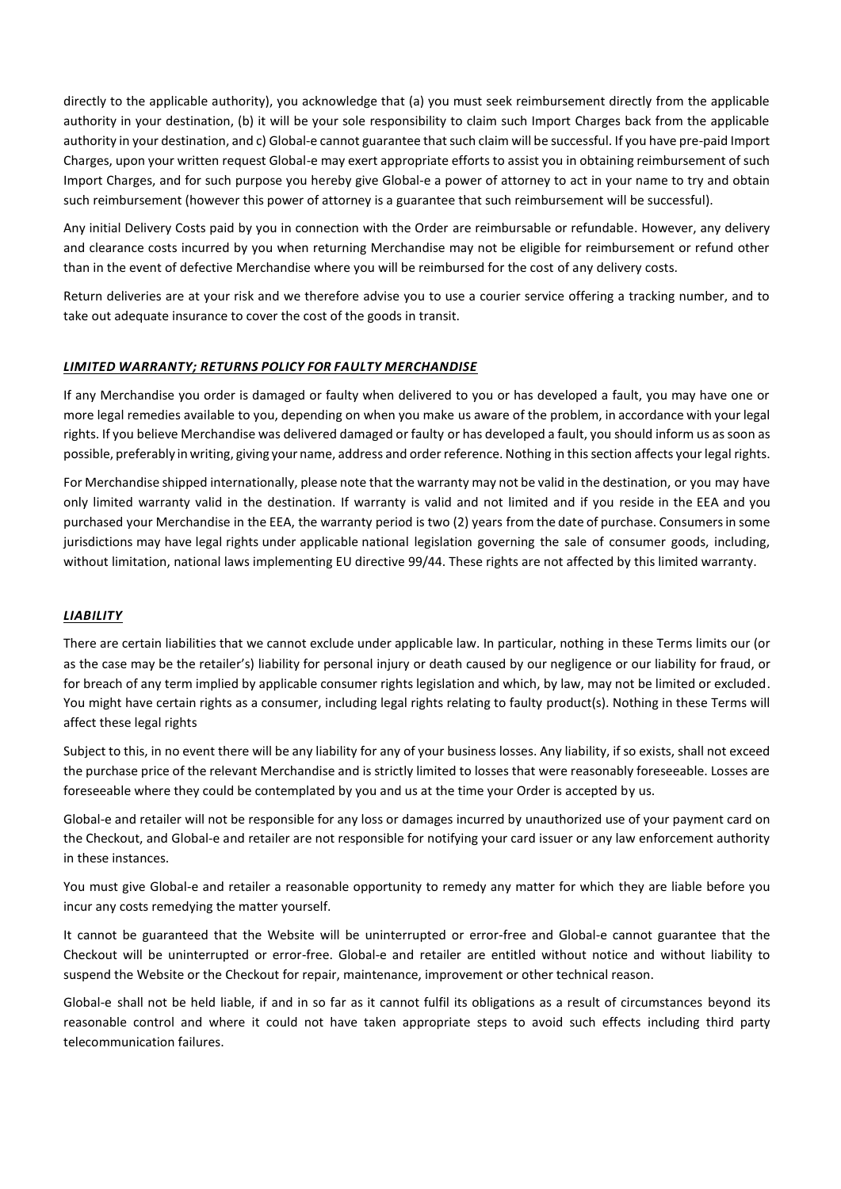directly to the applicable authority), you acknowledge that (a) you must seek reimbursement directly from the applicable authority in your destination, (b) it will be your sole responsibility to claim such Import Charges back from the applicable authority in your destination, and c) Global-e cannot guarantee that such claim will be successful. If you have pre-paid Import Charges, upon your written request Global-e may exert appropriate efforts to assist you in obtaining reimbursement of such Import Charges, and for such purpose you hereby give Global-e a power of attorney to act in your name to try and obtain such reimbursement (however this power of attorney is a guarantee that such reimbursement will be successful).

Any initial Delivery Costs paid by you in connection with the Order are reimbursable or refundable. However, any delivery and clearance costs incurred by you when returning Merchandise may not be eligible for reimbursement or refund other than in the event of defective Merchandise where you will be reimbursed for the cost of any delivery costs.

Return deliveries are at your risk and we therefore advise you to use a courier service offering a tracking number, and to take out adequate insurance to cover the cost of the goods in transit.

***LIMITED WARRANTY; RETURNS POLICY FOR FAULTY MERCHANDISE***

If any Merchandise you order is damaged or faulty when delivered to you or has developed a fault, you may have one or more legal remedies available to you, depending on when you make us aware of the problem, in accordance with your legal rights. If you believe Merchandise was delivered damaged or faulty or has developed a fault, you should inform us as soon as possible, preferably in writing, giving your name, address and order reference. Nothing in this section affects your legal rights.

For Merchandise shipped internationally, please note that the warranty may not be valid in the destination, or you may have only limited warranty valid in the destination. If warranty is valid and not limited and if you reside in the EEA and you purchased your Merchandise in the EEA, the warranty period is two (2) years from the date of purchase. Consumers in some jurisdictions may have legal rights under applicable national legislation governing the sale of consumer goods, including, without limitation, national laws implementing EU directive 99/44. These rights are not affected by this limited warranty.

***LIABILITY***

There are certain liabilities that we cannot exclude under applicable law. In particular, nothing in these Terms limits our (or as the case may be the retailer's) liability for personal injury or death caused by our negligence or our liability for fraud, or for breach of any term implied by applicable consumer rights legislation and which, by law, may not be limited or excluded. You might have certain rights as a consumer, including legal rights relating to faulty product(s). Nothing in these Terms will affect these legal rights

Subject to this, in no event there will be any liability for any of your business losses. Any liability, if so exists, shall not exceed the purchase price of the relevant Merchandise and is strictly limited to losses that were reasonably foreseeable. Losses are foreseeable where they could be contemplated by you and us at the time your Order is accepted by us.

Global-e and retailer will not be responsible for any loss or damages incurred by unauthorized use of your payment card on the Checkout, and Global-e and retailer are not responsible for notifying your card issuer or any law enforcement authority in these instances.

You must give Global-e and retailer a reasonable opportunity to remedy any matter for which they are liable before you incur any costs remedying the matter yourself.

It cannot be guaranteed that the Website will be uninterrupted or error-free and Global-e cannot guarantee that the Checkout will be uninterrupted or error-free. Global-e and retailer are entitled without notice and without liability to suspend the Website or the Checkout for repair, maintenance, improvement or other technical reason.

Global-e shall not be held liable, if and in so far as it cannot fulfil its obligations as a result of circumstances beyond its reasonable control and where it could not have taken appropriate steps to avoid such effects including third party telecommunication failures.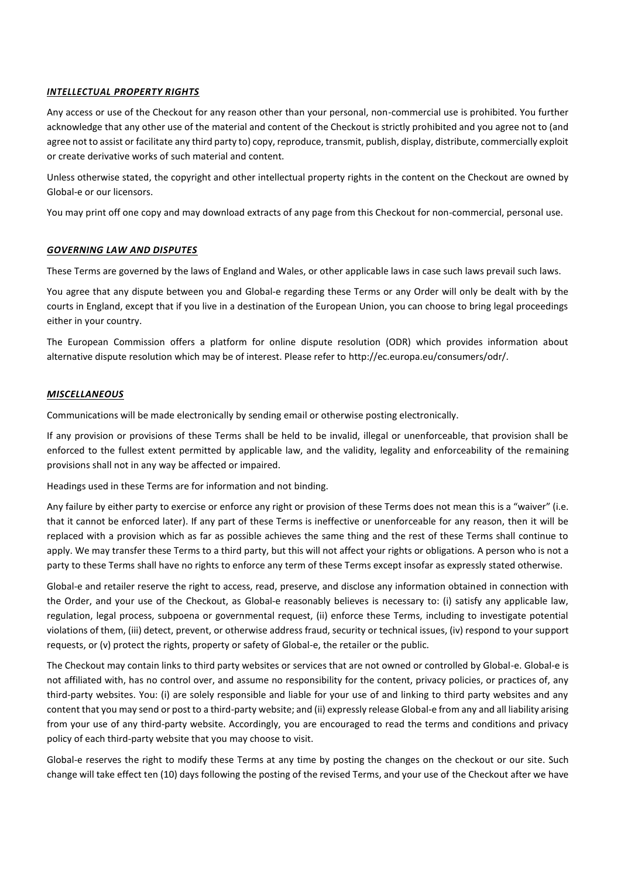***INTELLECTUAL PROPERTY RIGHTS***

Any access or use of the Checkout for any reason other than your personal, non-commercial use is prohibited. You further acknowledge that any other use of the material and content of the Checkout is strictly prohibited and you agree not to (and agree not to assist or facilitate any third party to) copy, reproduce, transmit, publish, display, distribute, commercially exploit or create derivative works of such material and content.

Unless otherwise stated, the copyright and other intellectual property rights in the content on the Checkout are owned by Global-e or our licensors.

You may print off one copy and may download extracts of any page from this Checkout for non-commercial, personal use.

***GOVERNING LAW AND DISPUTES***

These Terms are governed by the laws of England and Wales, or other applicable laws in case such laws prevail such laws.

You agree that any dispute between you and Global-e regarding these Terms or any Order will only be dealt with by the courts in England, except that if you live in a destination of the European Union, you can choose to bring legal proceedings either in your country.

The European Commission offers a platform for online dispute resolution (ODR) which provides information about alternative dispute resolution which may be of interest. Please refer to http://ec.europa.eu/consumers/odr/.

***MISCELLANEOUS***

Communications will be made electronically by sending email or otherwise posting electronically.

If any provision or provisions of these Terms shall be held to be invalid, illegal or unenforceable, that provision shall be enforced to the fullest extent permitted by applicable law, and the validity, legality and enforceability of the remaining provisions shall not in any way be affected or impaired.

Headings used in these Terms are for information and not binding.

Any failure by either party to exercise or enforce any right or provision of these Terms does not mean this is a "waiver" (i.e. that it cannot be enforced later). If any part of these Terms is ineffective or unenforceable for any reason, then it will be replaced with a provision which as far as possible achieves the same thing and the rest of these Terms shall continue to apply. We may transfer these Terms to a third party, but this will not affect your rights or obligations. A person who is not a party to these Terms shall have no rights to enforce any term of these Terms except insofar as expressly stated otherwise.

Global-e and retailer reserve the right to access, read, preserve, and disclose any information obtained in connection with the Order, and your use of the Checkout, as Global-e reasonably believes is necessary to: (i) satisfy any applicable law, regulation, legal process, subpoena or governmental request, (ii) enforce these Terms, including to investigate potential violations of them, (iii) detect, prevent, or otherwise address fraud, security or technical issues, (iv) respond to your support requests, or (v) protect the rights, property or safety of Global-e, the retailer or the public.

The Checkout may contain links to third party websites or services that are not owned or controlled by Global-e. Global-e is not affiliated with, has no control over, and assume no responsibility for the content, privacy policies, or practices of, any third-party websites. You: (i) are solely responsible and liable for your use of and linking to third party websites and any content that you may send or post to a third-party website; and (ii) expressly release Global-e from any and all liability arising from your use of any third-party website. Accordingly, you are encouraged to read the terms and conditions and privacy policy of each third-party website that you may choose to visit.

Global-e reserves the right to modify these Terms at any time by posting the changes on the checkout or our site. Such change will take effect ten (10) days following the posting of the revised Terms, and your use of the Checkout after we have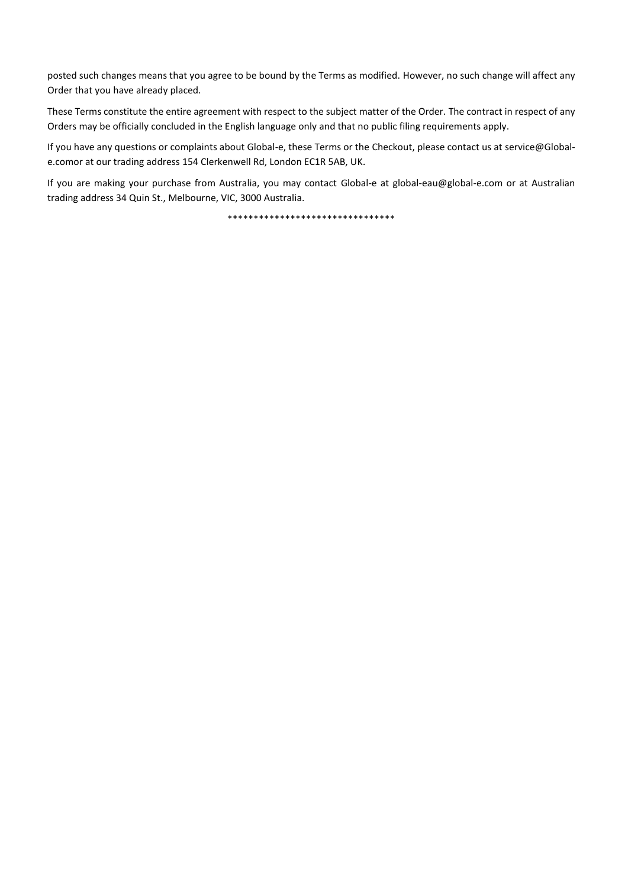posted such changes means that you agree to be bound by the Terms as modified. However, no such change will affect any Order that you have already placed.

These Terms constitute the entire agreement with respect to the subject matter of the Order. The contract in respect of any Orders may be officially concluded in the English language only and that no public filing requirements apply.

If you have any questions or complaints about Global-e, these Terms or the Checkout, please contact us at service@Global-e.comor at our trading address 154 Clerkenwell Rd, London EC1R 5AB, UK.

If you are making your purchase from Australia, you may contact Global-e at global-eau@global-e.com or at Australian trading address 34 Quin St., Melbourne, VIC, 3000 Australia.

********************************